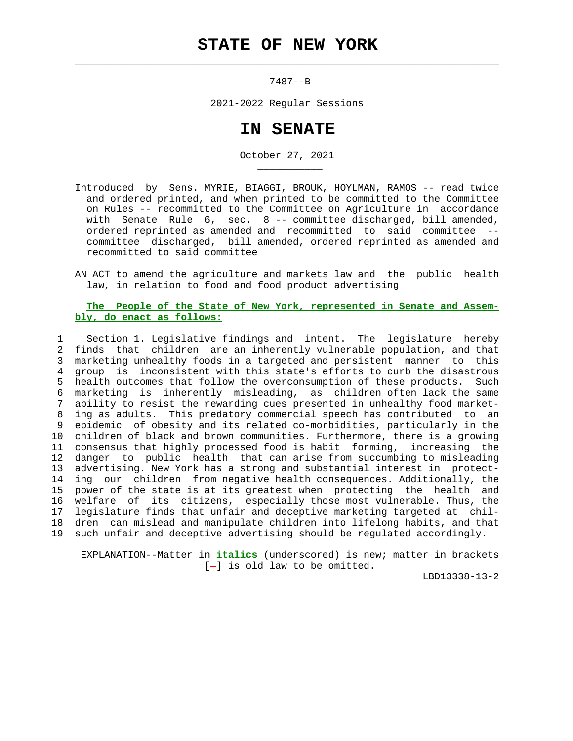# STATE OF NEW YORK

7487--B

2021-2022 Regular Sessions

# IN SENATE

October 27, 2021

Introduced by Sens. MYRIE, BIAGGI, BROUK, HOYLMAN, RAMOS -- read twice and ordered printed, and when printed to be committed to the Committee on Rules -- recommitted to the Committee on Agriculture in accordance with Senate Rule 6, sec. 8 -- committee discharged, bill amended, ordered reprinted as amended and recommitted to said committee -- committee discharged, bill amended, ordered reprinted as amended and recommitted to said committee

AN ACT to amend the agriculture and markets law and the public health law, in relation to food and food product advertising

**The People of the State of New York, represented in Senate and Assembly, do enact as follows:**

1 Section 1. Legislative findings and intent. The legislature hereby
2 finds that children are an inherently vulnerable population, and that
3 marketing unhealthy foods in a targeted and persistent manner to this
4 group is inconsistent with this state's efforts to curb the disastrous
5 health outcomes that follow the overconsumption of these products. Such
6 marketing is inherently misleading, as children often lack the same
7 ability to resist the rewarding cues presented in unhealthy food market-
8 ing as adults. This predatory commercial speech has contributed to an
9 epidemic of obesity and its related co-morbidities, particularly in the
10 children of black and brown communities. Furthermore, there is a growing
11 consensus that highly processed food is habit forming, increasing the
12 danger to public health that can arise from succumbing to misleading
13 advertising. New York has a strong and substantial interest in protect-
14 ing our children from negative health consequences. Additionally, the
15 power of the state is at its greatest when protecting the health and
16 welfare of its citizens, especially those most vulnerable. Thus, the
17 legislature finds that unfair and deceptive marketing targeted at chil-
18 dren can mislead and manipulate children into lifelong habits, and that
19 such unfair and deceptive advertising should be regulated accordingly.

EXPLANATION--Matter in ***italics*** (underscored) is new; matter in brackets [-] is old law to be omitted.

LBD13338-13-2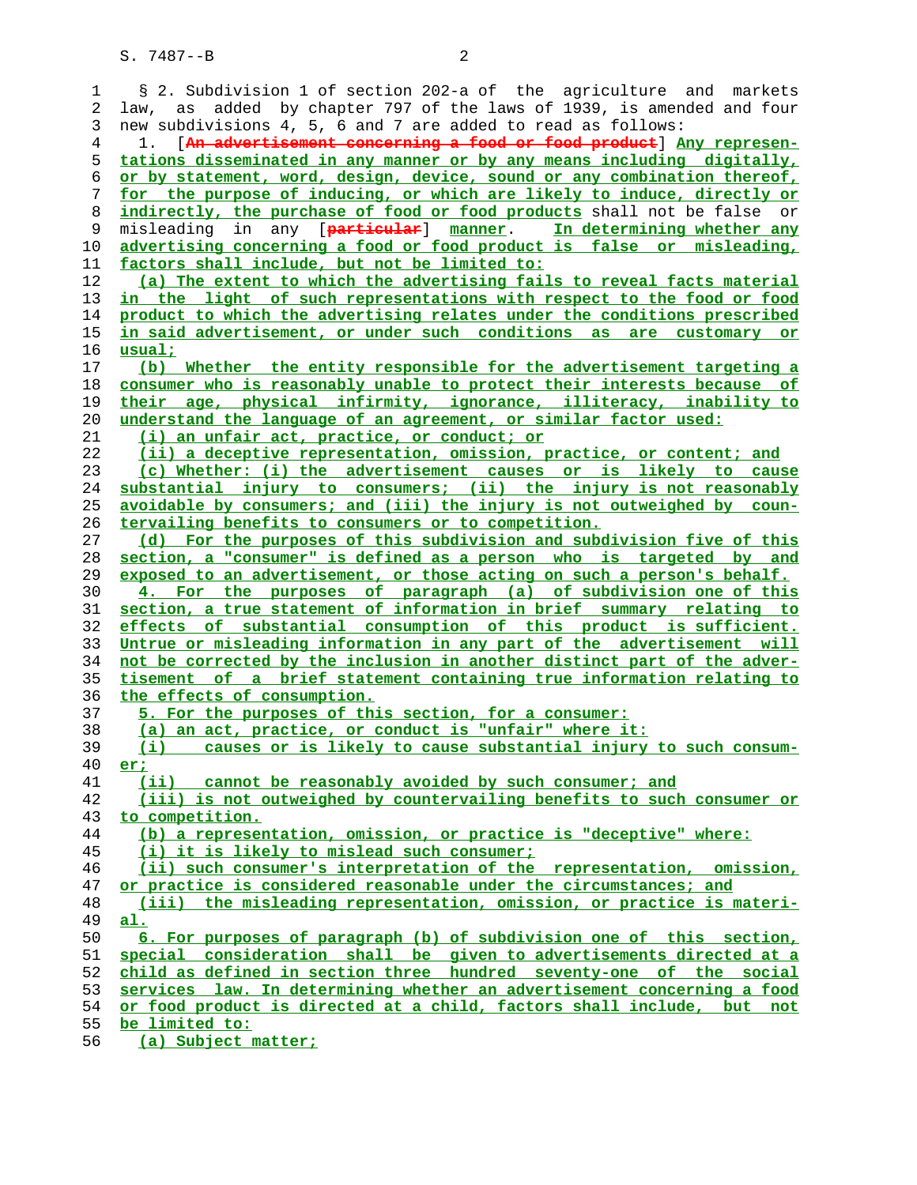§ 2. Subdivision 1 of section 202-a of the agriculture and markets law, as added by chapter 797 of the laws of 1939, is amended and four new subdivisions 4, 5, 6 and 7 are added to read as follows:

1. [~~An advertisement concerning a food or food product~~] **Any representations disseminated in any manner or by any means including digitally, or by statement, word, design, device, sound or any combination thereof, for the purpose of inducing, or which are likely to induce, directly or indirectly, the purchase of food or food products** shall not be false or misleading in any [~~particular~~] **manner**. **In determining whether any advertising concerning a food or food product is false or misleading, factors shall include, but not be limited to:**

**(a) The extent to which the advertising fails to reveal facts material in the light of such representations with respect to the food or food product to which the advertising relates under the conditions prescribed in said advertisement, or under such conditions as are customary or usual;**

**(b) Whether the entity responsible for the advertisement targeting a consumer who is reasonably unable to protect their interests because of their age, physical infirmity, ignorance, illiteracy, inability to understand the language of an agreement, or similar factor used:**

**(i) an unfair act, practice, or conduct; or**

**(ii) a deceptive representation, omission, practice, or content; and**

**(c) Whether: (i) the advertisement causes or is likely to cause substantial injury to consumers; (ii) the injury is not reasonably avoidable by consumers; and (iii) the injury is not outweighed by countervailing benefits to consumers or to competition.**

**(d) For the purposes of this subdivision and subdivision five of this section, a "consumer" is defined as a person who is targeted by and exposed to an advertisement, or those acting on such a person's behalf.**

**4. For the purposes of paragraph (a) of subdivision one of this section, a true statement of information in brief summary relating to effects of substantial consumption of this product is sufficient. Untrue or misleading information in any part of the advertisement will not be corrected by the inclusion in another distinct part of the advertisement of a brief statement containing true information relating to the effects of consumption.**

**5. For the purposes of this section, for a consumer:**

**(a) an act, practice, or conduct is "unfair" where it:**

**(i) causes or is likely to cause substantial injury to such consumer;**

**(ii) cannot be reasonably avoided by such consumer; and**

**(iii) is not outweighed by countervailing benefits to such consumer or to competition.**

**(b) a representation, omission, or practice is "deceptive" where:**

**(i) it is likely to mislead such consumer;**

**(ii) such consumer's interpretation of the representation, omission, or practice is considered reasonable under the circumstances; and**

**(iii) the misleading representation, omission, or practice is material.**

**6. For purposes of paragraph (b) of subdivision one of this section, special consideration shall be given to advertisements directed at a child as defined in section three hundred seventy-one of the social services law. In determining whether an advertisement concerning a food or food product is directed at a child, factors shall include, but not be limited to:**

**(a) Subject matter;**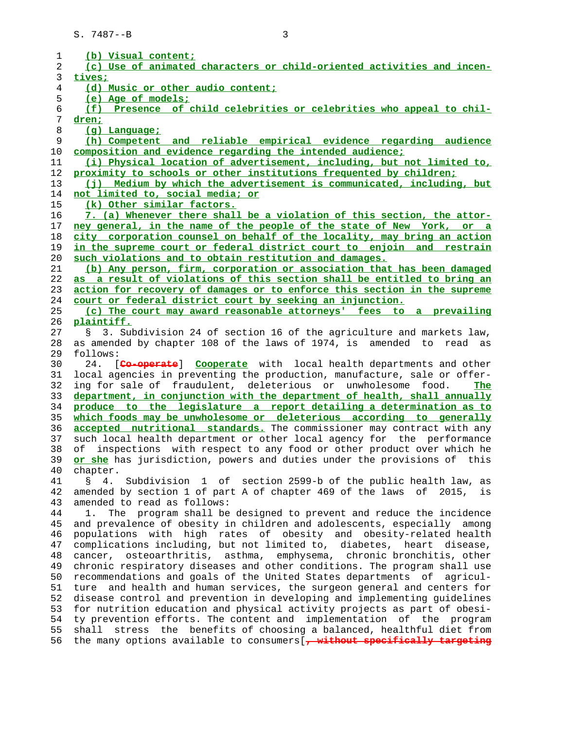(b) Visual content;

(c) Use of animated characters or child-oriented activities and incentives;

(d) Music or other audio content;

(e) Age of models;

(f) Presence of child celebrities or celebrities who appeal to children;

(g) Language;

(h) Competent and reliable empirical evidence regarding audience composition and evidence regarding the intended audience;

(i) Physical location of advertisement, including, but not limited to, proximity to schools or other institutions frequented by children;

(j) Medium by which the advertisement is communicated, including, but not limited to, social media; or

(k) Other similar factors.

7. (a) Whenever there shall be a violation of this section, the attorney general, in the name of the people of the state of New York, or a city corporation counsel on behalf of the locality, may bring an action in the supreme court or federal district court to enjoin and restrain such violations and to obtain restitution and damages.

(b) Any person, firm, corporation or association that has been damaged as a result of violations of this section shall be entitled to bring an action for recovery of damages or to enforce this section in the supreme court or federal district court by seeking an injunction.

(c) The court may award reasonable attorneys' fees to a prevailing plaintiff.

§ 3. Subdivision 24 of section 16 of the agriculture and markets law, as amended by chapter 108 of the laws of 1974, is amended to read as follows:

24. [~~Co-operate~~] Cooperate with local health departments and other local agencies in preventing the production, manufacture, sale or offering for sale of fraudulent, deleterious or unwholesome food. The department, in conjunction with the department of health, shall annually produce to the legislature a report detailing a determination as to which foods may be unwholesome or deleterious according to generally accepted nutritional standards. The commissioner may contract with any such local health department or other local agency for the performance of inspections with respect to any food or other product over which he or she has jurisdiction, powers and duties under the provisions of this chapter.

§ 4. Subdivision 1 of section 2599-b of the public health law, as amended by section 1 of part A of chapter 469 of the laws of 2015, is amended to read as follows:

1. The program shall be designed to prevent and reduce the incidence and prevalence of obesity in children and adolescents, especially among populations with high rates of obesity and obesity-related health complications including, but not limited to, diabetes, heart disease, cancer, osteoarthritis, asthma, emphysema, chronic bronchitis, other chronic respiratory diseases and other conditions. The program shall use recommendations and goals of the United States departments of agriculture and health and human services, the surgeon general and centers for disease control and prevention in developing and implementing guidelines for nutrition education and physical activity projects as part of obesity prevention efforts. The content and implementation of the program shall stress the benefits of choosing a balanced, healthful diet from the many options available to consumers[~~, without specifically targeting~~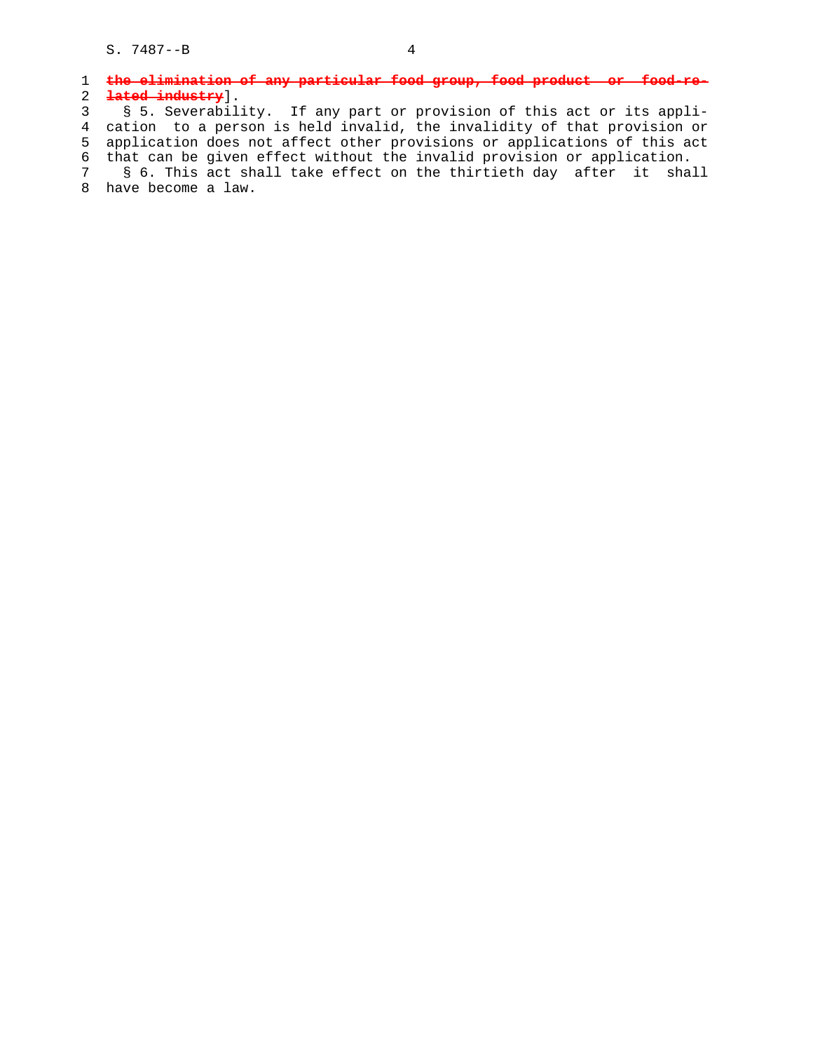~~**the elimination of any particular food group, food product or food-related industry**~~].

§ 5. Severability. If any part or provision of this act or its application to a person is held invalid, the invalidity of that provision or application does not affect other provisions or applications of this act that can be given effect without the invalid provision or application.

§ 6. This act shall take effect on the thirtieth day after it shall have become a law.